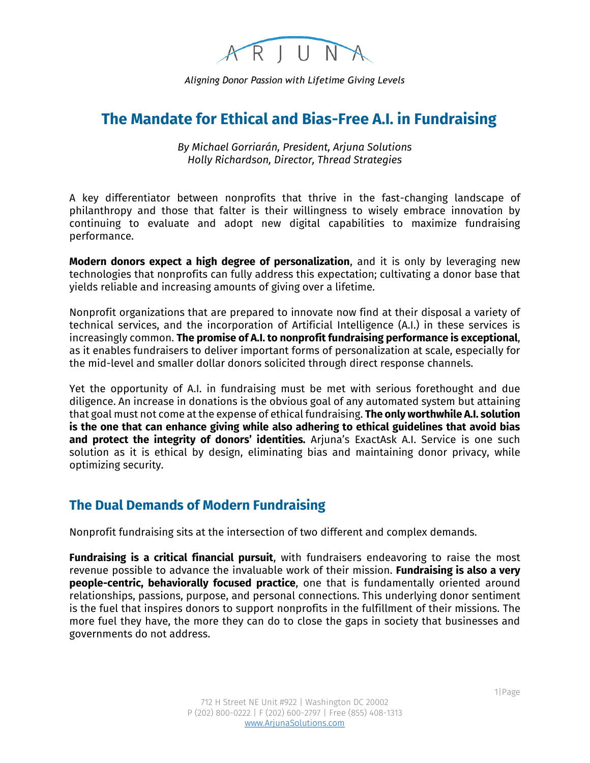ARJUNA

*Aligning Donor Passion with Lifetime Giving Levels*

# The Mandate for Ethical and Bias-Free A.I. in Fundraising

*By Michael Gorriarán, President, Arjuna Solutions*
*Holly Richardson, Director, Thread Strategies*

A key differentiator between nonprofits that thrive in the fast-changing landscape of philanthropy and those that falter is their willingness to wisely embrace innovation by continuing to evaluate and adopt new digital capabilities to maximize fundraising performance.

**Modern donors expect a high degree of personalization**, and it is only by leveraging new technologies that nonprofits can fully address this expectation; cultivating a donor base that yields reliable and increasing amounts of giving over a lifetime.

Nonprofit organizations that are prepared to innovate now find at their disposal a variety of technical services, and the incorporation of Artificial Intelligence (A.I.) in these services is increasingly common. **The promise of A.I. to nonprofit fundraising performance is exceptional**, as it enables fundraisers to deliver important forms of personalization at scale, especially for the mid-level and smaller dollar donors solicited through direct response channels.

Yet the opportunity of A.I. in fundraising must be met with serious forethought and due diligence. An increase in donations is the obvious goal of any automated system but attaining that goal must not come at the expense of ethical fundraising. **The only worthwhile A.I. solution is the one that can enhance giving while also adhering to ethical guidelines that avoid bias and protect the integrity of donors' identities.** Arjuna's ExactAsk A.I. Service is one such solution as it is ethical by design, eliminating bias and maintaining donor privacy, while optimizing security.

## The Dual Demands of Modern Fundraising

Nonprofit fundraising sits at the intersection of two different and complex demands.

**Fundraising is a critical financial pursuit**, with fundraisers endeavoring to raise the most revenue possible to advance the invaluable work of their mission. **Fundraising is also a very people-centric, behaviorally focused practice**, one that is fundamentally oriented around relationships, passions, purpose, and personal connections. This underlying donor sentiment is the fuel that inspires donors to support nonprofits in the fulfillment of their missions. The more fuel they have, the more they can do to close the gaps in society that businesses and governments do not address.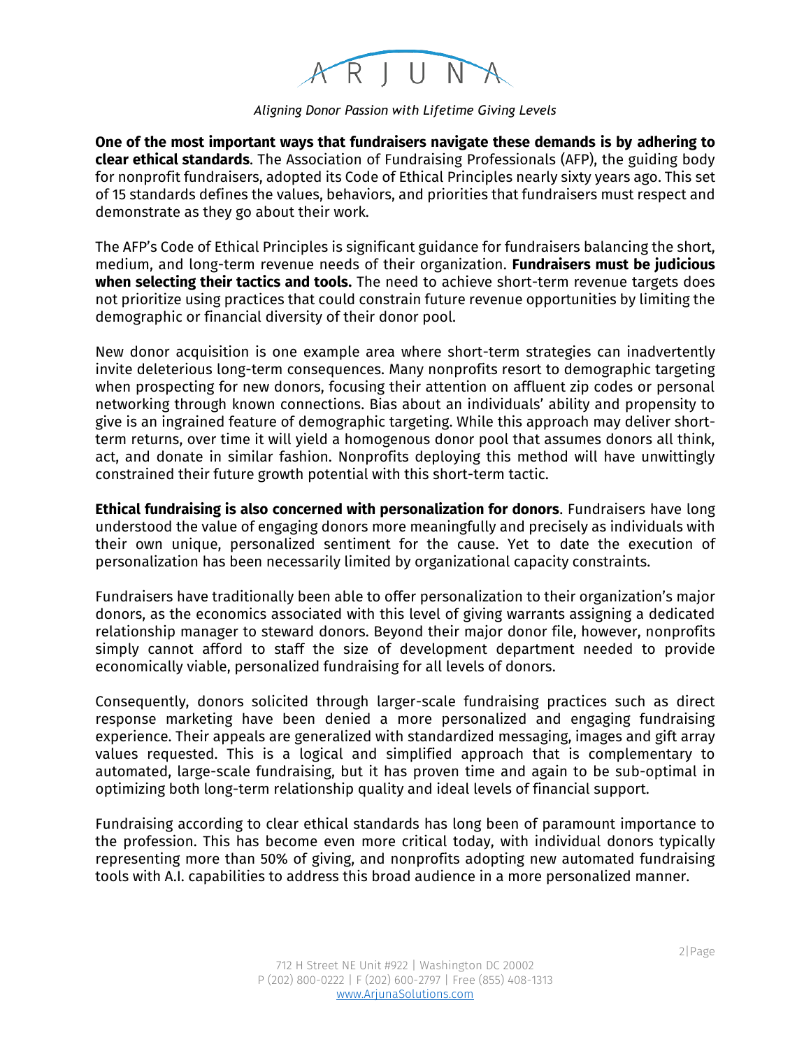**One of the most important ways that fundraisers navigate these demands is by adhering to clear ethical standards**. The Association of Fundraising Professionals (AFP), the guiding body for nonprofit fundraisers, adopted its Code of Ethical Principles nearly sixty years ago. This set of 15 standards defines the values, behaviors, and priorities that fundraisers must respect and demonstrate as they go about their work.

The AFP's Code of Ethical Principles is significant guidance for fundraisers balancing the short, medium, and long-term revenue needs of their organization. **Fundraisers must be judicious when selecting their tactics and tools.** The need to achieve short-term revenue targets does not prioritize using practices that could constrain future revenue opportunities by limiting the demographic or financial diversity of their donor pool.

New donor acquisition is one example area where short-term strategies can inadvertently invite deleterious long-term consequences. Many nonprofits resort to demographic targeting when prospecting for new donors, focusing their attention on affluent zip codes or personal networking through known connections. Bias about an individuals' ability and propensity to give is an ingrained feature of demographic targeting. While this approach may deliver short-term returns, over time it will yield a homogenous donor pool that assumes donors all think, act, and donate in similar fashion. Nonprofits deploying this method will have unwittingly constrained their future growth potential with this short-term tactic.

**Ethical fundraising is also concerned with personalization for donors**. Fundraisers have long understood the value of engaging donors more meaningfully and precisely as individuals with their own unique, personalized sentiment for the cause. Yet to date the execution of personalization has been necessarily limited by organizational capacity constraints.

Fundraisers have traditionally been able to offer personalization to their organization's major donors, as the economics associated with this level of giving warrants assigning a dedicated relationship manager to steward donors. Beyond their major donor file, however, nonprofits simply cannot afford to staff the size of development department needed to provide economically viable, personalized fundraising for all levels of donors.

Consequently, donors solicited through larger-scale fundraising practices such as direct response marketing have been denied a more personalized and engaging fundraising experience. Their appeals are generalized with standardized messaging, images and gift array values requested. This is a logical and simplified approach that is complementary to automated, large-scale fundraising, but it has proven time and again to be sub-optimal in optimizing both long-term relationship quality and ideal levels of financial support.

Fundraising according to clear ethical standards has long been of paramount importance to the profession. This has become even more critical today, with individual donors typically representing more than 50% of giving, and nonprofits adopting new automated fundraising tools with A.I. capabilities to address this broad audience in a more personalized manner.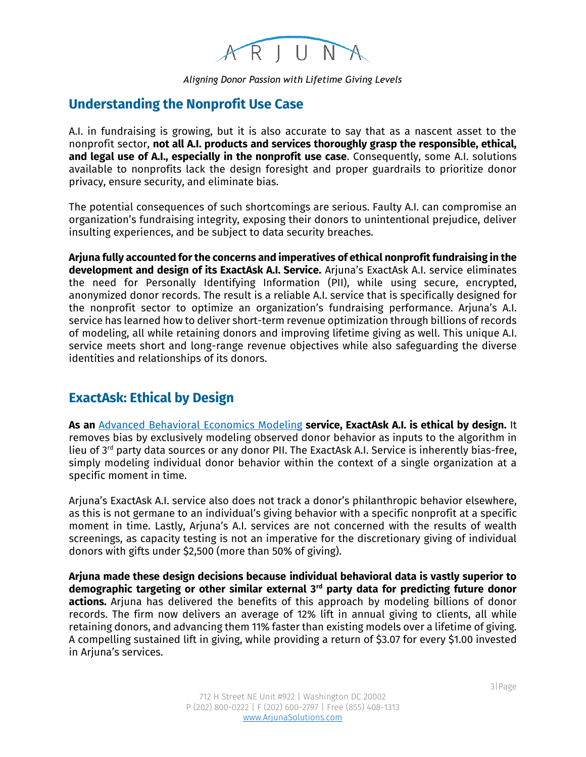*Aligning Donor Passion with Lifetime Giving Levels*

## Understanding the Nonprofit Use Case

A.I. in fundraising is growing, but it is also accurate to say that as a nascent asset to the nonprofit sector, **not all A.I. products and services thoroughly grasp the responsible, ethical, and legal use of A.I., especially in the nonprofit use case**. Consequently, some A.I. solutions available to nonprofits lack the design foresight and proper guardrails to prioritize donor privacy, ensure security, and eliminate bias.

The potential consequences of such shortcomings are serious. Faulty A.I. can compromise an organization's fundraising integrity, exposing their donors to unintentional prejudice, deliver insulting experiences, and be subject to data security breaches.

**Arjuna fully accounted for the concerns and imperatives of ethical nonprofit fundraising in the development and design of its ExactAsk A.I. Service.** Arjuna's ExactAsk A.I. service eliminates the need for Personally Identifying Information (PII), while using secure, encrypted, anonymized donor records. The result is a reliable A.I. service that is specifically designed for the nonprofit sector to optimize an organization's fundraising performance. Arjuna's A.I. service has learned how to deliver short-term revenue optimization through billions of records of modeling, all while retaining donors and improving lifetime giving as well. This unique A.I. service meets short and long-range revenue objectives while also safeguarding the diverse identities and relationships of its donors.

## ExactAsk: Ethical by Design

**As an** Advanced Behavioral Economics Modeling **service, ExactAsk A.I. is ethical by design.** It removes bias by exclusively modeling observed donor behavior as inputs to the algorithm in lieu of 3rd party data sources or any donor PII. The ExactAsk A.I. Service is inherently bias-free, simply modeling individual donor behavior within the context of a single organization at a specific moment in time.

Arjuna's ExactAsk A.I. service also does not track a donor's philanthropic behavior elsewhere, as this is not germane to an individual's giving behavior with a specific nonprofit at a specific moment in time. Lastly, Arjuna's A.I. services are not concerned with the results of wealth screenings, as capacity testing is not an imperative for the discretionary giving of individual donors with gifts under $2,500 (more than 50% of giving).

**Arjuna made these design decisions because individual behavioral data is vastly superior to demographic targeting or other similar external 3rd party data for predicting future donor actions.** Arjuna has delivered the benefits of this approach by modeling billions of donor records. The firm now delivers an average of 12% lift in annual giving to clients, all while retaining donors, and advancing them 11% faster than existing models over a lifetime of giving. A compelling sustained lift in giving, while providing a return of $3.07 for every $1.00 invested in Arjuna's services.

712 H Street NE Unit #922 | Washington DC 20002
P (202) 800-0222 | F (202) 600-2797 | Free (855) 408-1313
www.ArjunaSolutions.com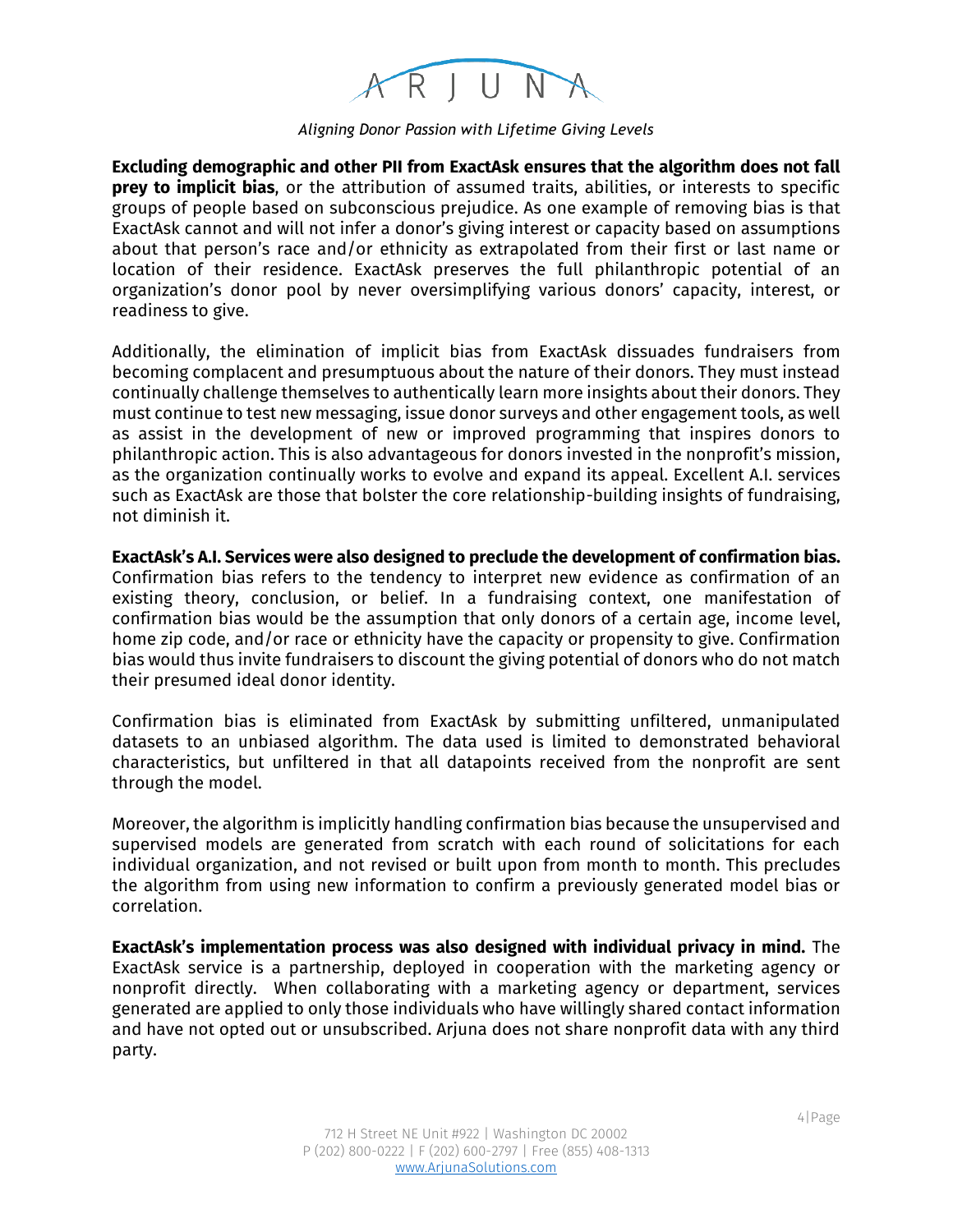**Excluding demographic and other PII from ExactAsk ensures that the algorithm does not fall prey to implicit bias**, or the attribution of assumed traits, abilities, or interests to specific groups of people based on subconscious prejudice. As one example of removing bias is that ExactAsk cannot and will not infer a donor's giving interest or capacity based on assumptions about that person's race and/or ethnicity as extrapolated from their first or last name or location of their residence. ExactAsk preserves the full philanthropic potential of an organization's donor pool by never oversimplifying various donors' capacity, interest, or readiness to give.

Additionally, the elimination of implicit bias from ExactAsk dissuades fundraisers from becoming complacent and presumptuous about the nature of their donors. They must instead continually challenge themselves to authentically learn more insights about their donors. They must continue to test new messaging, issue donor surveys and other engagement tools, as well as assist in the development of new or improved programming that inspires donors to philanthropic action. This is also advantageous for donors invested in the nonprofit's mission, as the organization continually works to evolve and expand its appeal. Excellent A.I. services such as ExactAsk are those that bolster the core relationship-building insights of fundraising, not diminish it.

**ExactAsk's A.I. Services were also designed to preclude the development of confirmation bias.** Confirmation bias refers to the tendency to interpret new evidence as confirmation of an existing theory, conclusion, or belief. In a fundraising context, one manifestation of confirmation bias would be the assumption that only donors of a certain age, income level, home zip code, and/or race or ethnicity have the capacity or propensity to give. Confirmation bias would thus invite fundraisers to discount the giving potential of donors who do not match their presumed ideal donor identity.

Confirmation bias is eliminated from ExactAsk by submitting unfiltered, unmanipulated datasets to an unbiased algorithm. The data used is limited to demonstrated behavioral characteristics, but unfiltered in that all datapoints received from the nonprofit are sent through the model.

Moreover, the algorithm is implicitly handling confirmation bias because the unsupervised and supervised models are generated from scratch with each round of solicitations for each individual organization, and not revised or built upon from month to month. This precludes the algorithm from using new information to confirm a previously generated model bias or correlation.

**ExactAsk's implementation process was also designed with individual privacy in mind.** The ExactAsk service is a partnership, deployed in cooperation with the marketing agency or nonprofit directly. When collaborating with a marketing agency or department, services generated are applied to only those individuals who have willingly shared contact information and have not opted out or unsubscribed. Arjuna does not share nonprofit data with any third party.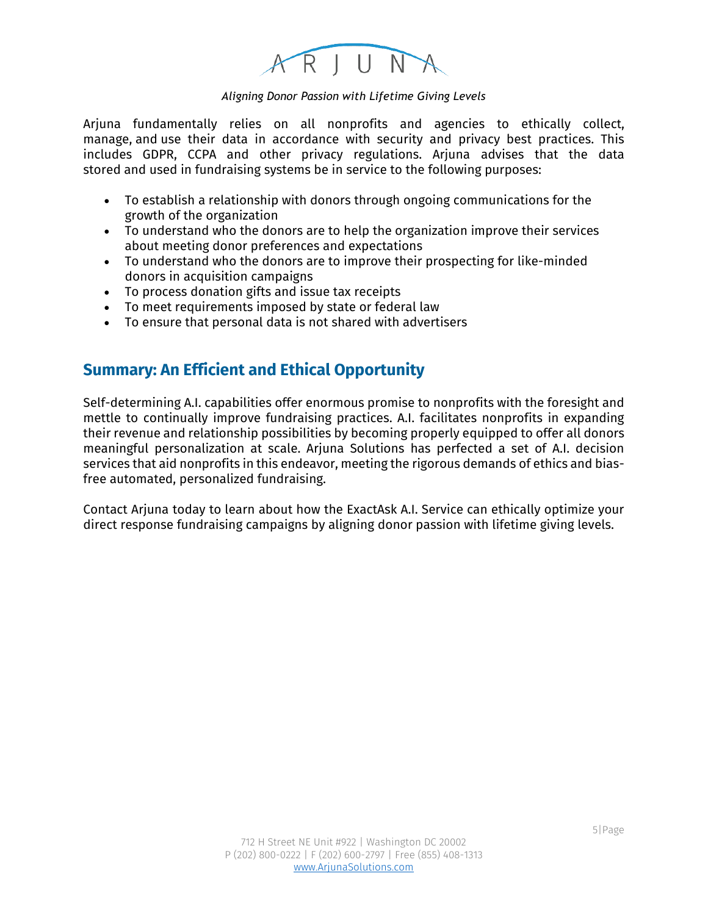Arjuna fundamentally relies on all nonprofits and agencies to ethically collect, manage, and use their data in accordance with security and privacy best practices. This includes GDPR, CCPA and other privacy regulations. Arjuna advises that the data stored and used in fundraising systems be in service to the following purposes:

- To establish a relationship with donors through ongoing communications for the growth of the organization
- To understand who the donors are to help the organization improve their services about meeting donor preferences and expectations
- To understand who the donors are to improve their prospecting for like-minded donors in acquisition campaigns
- To process donation gifts and issue tax receipts
- To meet requirements imposed by state or federal law
- To ensure that personal data is not shared with advertisers

## Summary: An Efficient and Ethical Opportunity

Self-determining A.I. capabilities offer enormous promise to nonprofits with the foresight and mettle to continually improve fundraising practices. A.I. facilitates nonprofits in expanding their revenue and relationship possibilities by becoming properly equipped to offer all donors meaningful personalization at scale. Arjuna Solutions has perfected a set of A.I. decision services that aid nonprofits in this endeavor, meeting the rigorous demands of ethics and bias-free automated, personalized fundraising.

Contact Arjuna today to learn about how the ExactAsk A.I. Service can ethically optimize your direct response fundraising campaigns by aligning donor passion with lifetime giving levels.